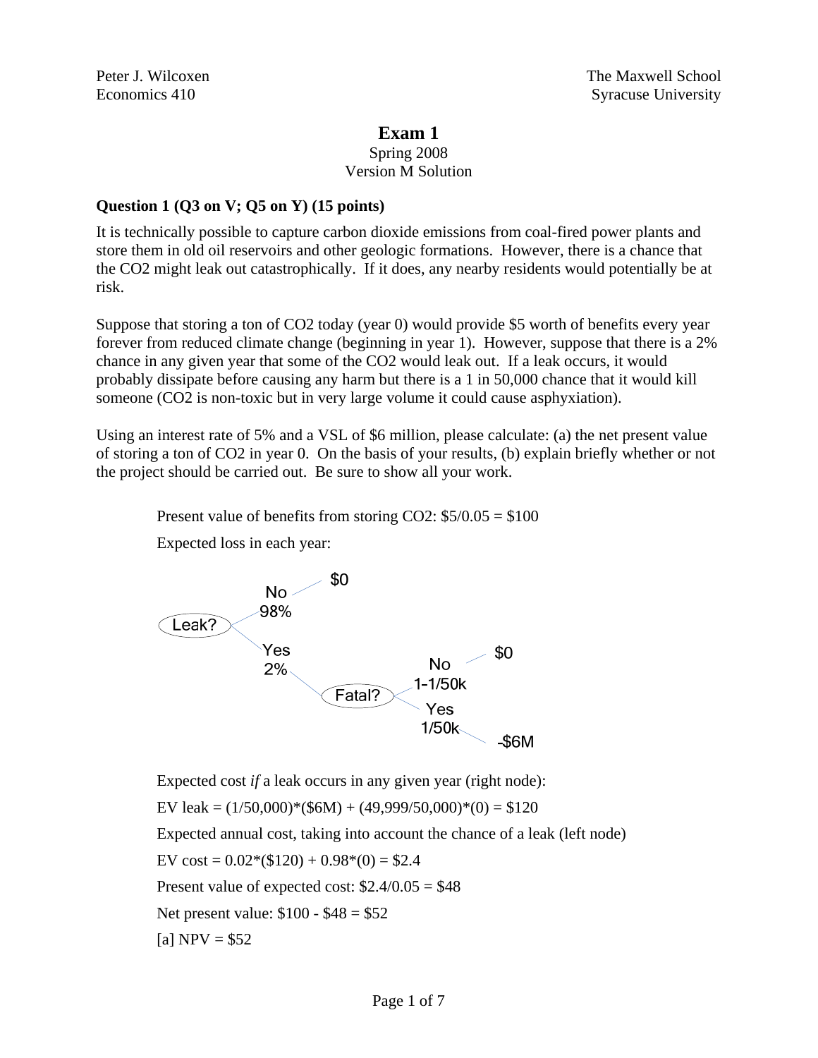Peter J. Wilcoxen
Economics 410

The Maxwell School
Syracuse University

# Exam 1

Spring 2008
Version M Solution

**Question 1 (Q3 on V; Q5 on Y) (15 points)**

It is technically possible to capture carbon dioxide emissions from coal-fired power plants and store them in old oil reservoirs and other geologic formations. However, there is a chance that the CO2 might leak out catastrophically. If it does, any nearby residents would potentially be at risk.

Suppose that storing a ton of CO2 today (year 0) would provide $5 worth of benefits every year forever from reduced climate change (beginning in year 1). However, suppose that there is a 2% chance in any given year that some of the CO2 would leak out. If a leak occurs, it would probably dissipate before causing any harm but there is a 1 in 50,000 chance that it would kill someone (CO2 is non-toxic but in very large volume it could cause asphyxiation).

Using an interest rate of 5% and a VSL of $6 million, please calculate: (a) the net present value of storing a ton of CO2 in year 0. On the basis of your results, (b) explain briefly whether or not the project should be carried out. Be sure to show all your work.

Present value of benefits from storing CO2: $5/0.05 = $100

Expected loss in each year:

Leak?
- No (98%) → $0
- Yes (2%) → Fatal?
  - No (1-1/50k) → $0
  - Yes (1/50k) → -$6M

Expected cost *if* a leak occurs in any given year (right node):

EV leak = (1/50,000)*($6M) + (49,999/50,000)*(0) = $120

Expected annual cost, taking into account the chance of a leak (left node)

EV cost = 0.02*($120) + 0.98*(0) = $2.4

Present value of expected cost: $2.4/0.05 = $48

Net present value: $100 - $48 = $52

[a] NPV = $52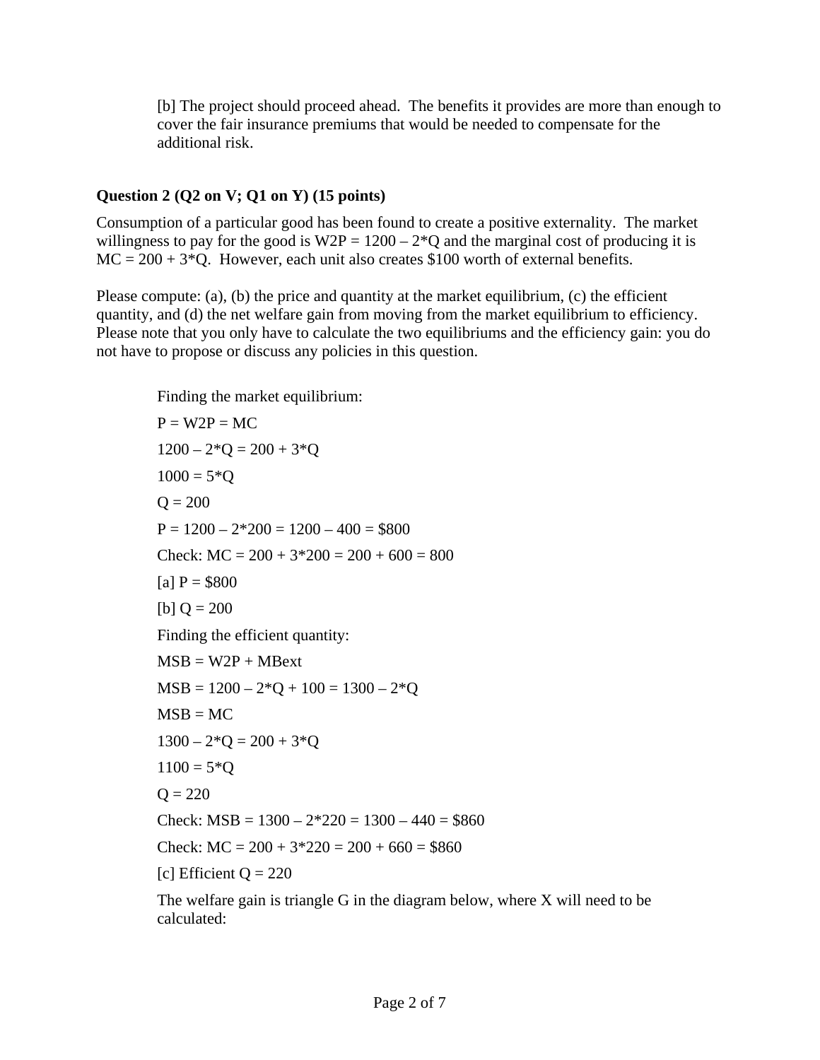[b] The project should proceed ahead. The benefits it provides are more than enough to cover the fair insurance premiums that would be needed to compensate for the additional risk.

**Question 2 (Q2 on V; Q1 on Y) (15 points)**

Consumption of a particular good has been found to create a positive externality. The market willingness to pay for the good is W2P = 1200 – 2*Q and the marginal cost of producing it is MC = 200 + 3*Q. However, each unit also creates $100 worth of external benefits.

Please compute: (a), (b) the price and quantity at the market equilibrium, (c) the efficient quantity, and (d) the net welfare gain from moving from the market equilibrium to efficiency. Please note that you only have to calculate the two equilibriums and the efficiency gain: you do not have to propose or discuss any policies in this question.

Finding the market equilibrium:

P = W2P = MC

1200 – 2*Q = 200 + 3*Q

1000 = 5*Q

Q = 200

P = 1200 – 2*200 = 1200 – 400 = $800

Check: MC = 200 + 3*200 = 200 + 600 = 800

[a] P = $800

[b] Q = 200

Finding the efficient quantity:

MSB = W2P + MBext

MSB = 1200 – 2*Q + 100 = 1300 – 2*Q

MSB = MC

1300 – 2*Q = 200 + 3*Q

1100 = 5*Q

Q = 220

Check: MSB = 1300 – 2*220 = 1300 – 440 = $860

Check: MC = 200 + 3*220 = 200 + 660 = $860

[c] Efficient Q = 220

The welfare gain is triangle G in the diagram below, where X will need to be calculated: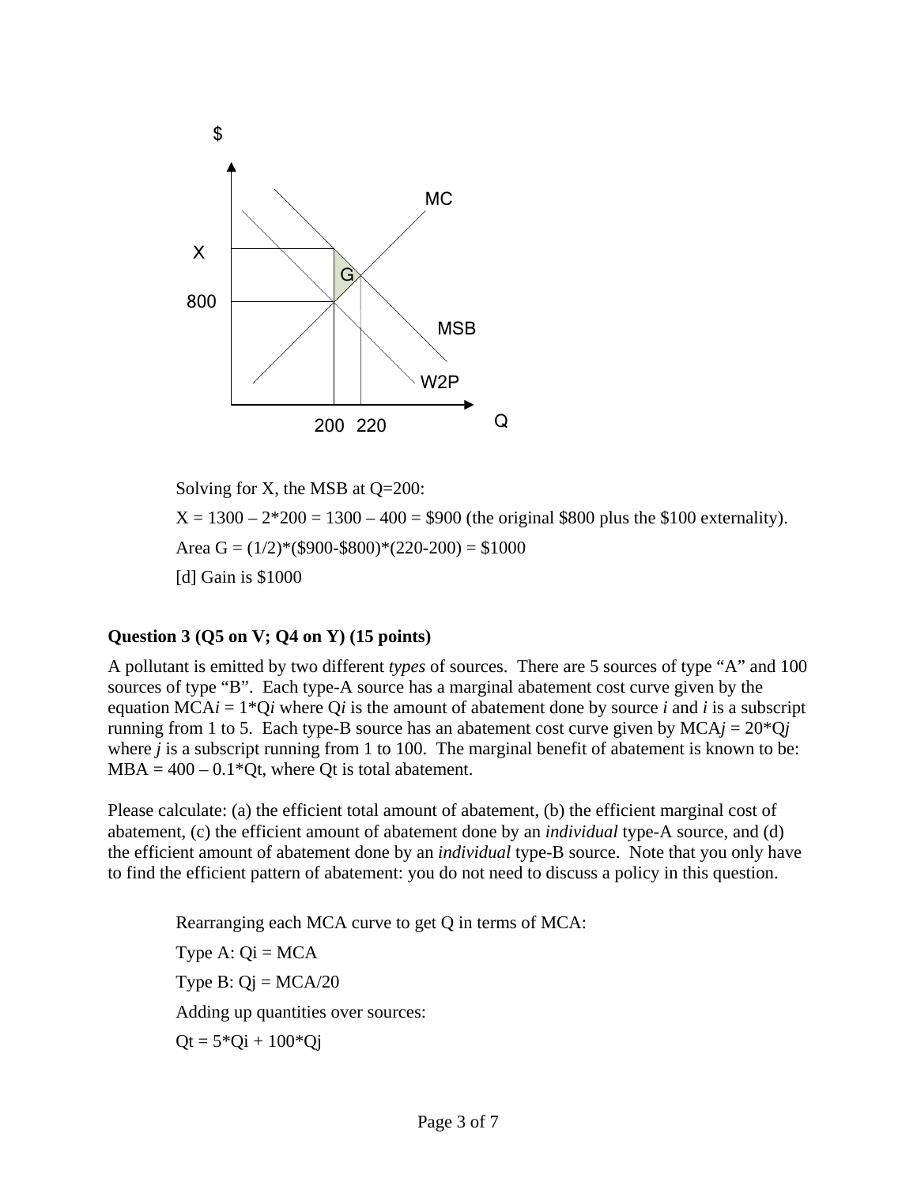Solving for X, the MSB at Q=200:

X = 1300 – 2*200 = 1300 – 400 = $900 (the original $800 plus the $100 externality).

Area G = (1/2)*($900-$800)*(220-200) = $1000

[d] Gain is $1000

**Question 3 (Q5 on V; Q4 on Y) (15 points)**

A pollutant is emitted by two different *types* of sources. There are 5 sources of type "A" and 100 sources of type "B". Each type-A source has a marginal abatement cost curve given by the equation MCA*i* = 1*Q*i* where Q*i* is the amount of abatement done by source *i* and *i* is a subscript running from 1 to 5. Each type-B source has an abatement cost curve given by MCA*j* = 20*Q*j* where *j* is a subscript running from 1 to 100. The marginal benefit of abatement is known to be: MBA = 400 – 0.1*Qt, where Qt is total abatement.

Please calculate: (a) the efficient total amount of abatement, (b) the efficient marginal cost of abatement, (c) the efficient amount of abatement done by an *individual* type-A source, and (d) the efficient amount of abatement done by an *individual* type-B source. Note that you only have to find the efficient pattern of abatement: you do not need to discuss a policy in this question.

Rearranging each MCA curve to get Q in terms of MCA:

Type A: Qi = MCA

Type B: Qj = MCA/20

Adding up quantities over sources:

Qt = 5*Qi + 100*Qj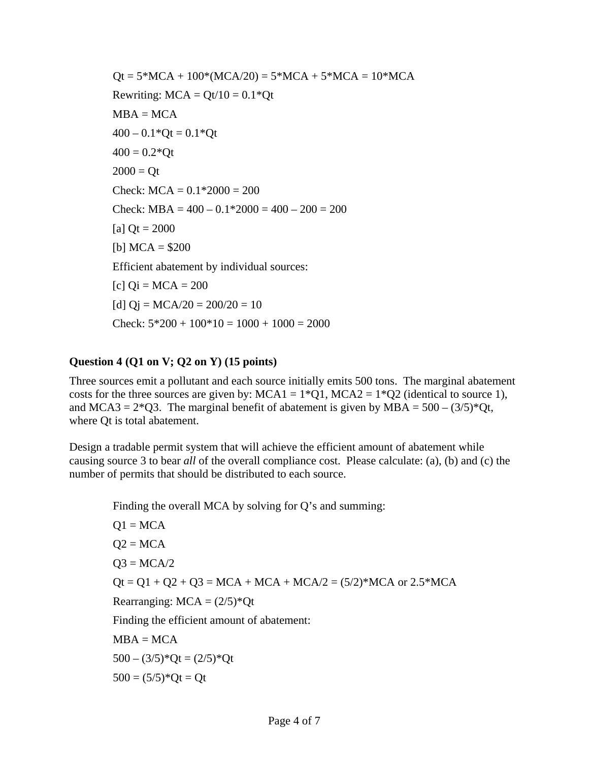$Qt = 5*MCA + 100*(MCA/20) = 5*MCA + 5*MCA = 10*MCA$

Rewriting: $MCA = Qt/10 = 0.1*Qt$

$MBA = MCA$

$400 – 0.1*Qt = 0.1*Qt$

$400 = 0.2*Qt$

$2000 = Qt$

Check: $MCA = 0.1*2000 = 200$

Check: $MBA = 400 – 0.1*2000 = 400 – 200 = 200$

[a] $Qt = 2000$

[b] $MCA = \$200$

Efficient abatement by individual sources:

[c] $Qi = MCA = 200$

[d] $Qj = MCA/20 = 200/20 = 10$

Check: $5*200 + 100*10 = 1000 + 1000 = 2000$

**Question 4 (Q1 on V; Q2 on Y) (15 points)**

Three sources emit a pollutant and each source initially emits 500 tons. The marginal abatement costs for the three sources are given by: $MCA1 = 1*Q1$, $MCA2 = 1*Q2$ (identical to source 1), and $MCA3 = 2*Q3$. The marginal benefit of abatement is given by $MBA = 500 – (3/5)*Qt$, where Qt is total abatement.

Design a tradable permit system that will achieve the efficient amount of abatement while causing source 3 to bear *all* of the overall compliance cost. Please calculate: (a), (b) and (c) the number of permits that should be distributed to each source.

Finding the overall MCA by solving for Q's and summing:

$Q1 = MCA$

$Q2 = MCA$

$Q3 = MCA/2$

$Qt = Q1 + Q2 + Q3 = MCA + MCA + MCA/2 = (5/2)*MCA$ or $2.5*MCA$

Rearranging: $MCA = (2/5)*Qt$

Finding the efficient amount of abatement:

$MBA = MCA$

$500 – (3/5)*Qt = (2/5)*Qt$

$500 = (5/5)*Qt = Qt$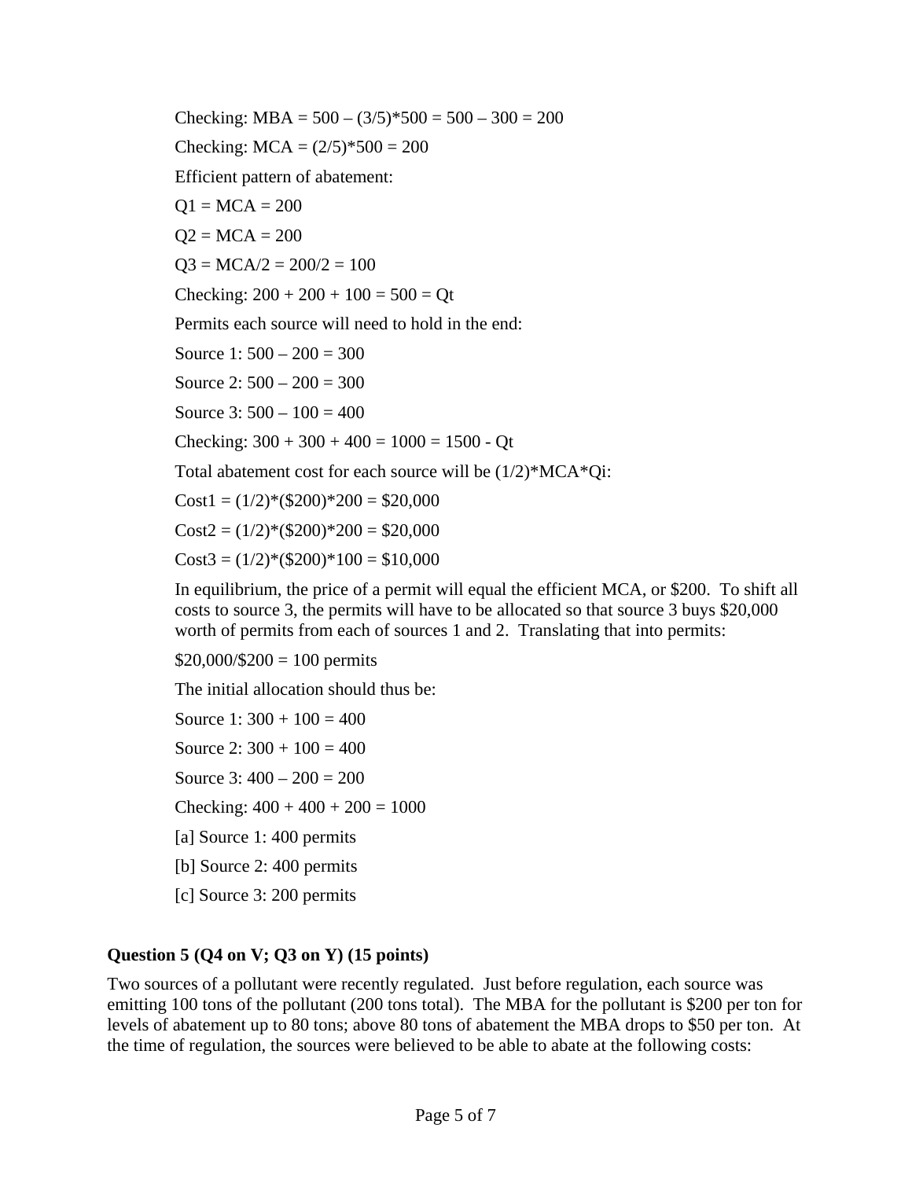Checking: MBA = 500 – (3/5)*500 = 500 – 300 = 200

Checking: MCA = (2/5)*500 = 200

Efficient pattern of abatement:

Q1 = MCA = 200

Q2 = MCA = 200

Q3 = MCA/2 = 200/2 = 100

Checking: 200 + 200 + 100 = 500 = Qt

Permits each source will need to hold in the end:

Source 1: 500 – 200 = 300

Source 2: 500 – 200 = 300

Source 3: 500 – 100 = 400

Checking: 300 + 300 + 400 = 1000 = 1500 - Qt

Total abatement cost for each source will be (1/2)*MCA*Qi:

Cost1 = (1/2)*($200)*200 = $20,000

Cost2 = (1/2)*($200)*200 = $20,000

Cost3 = (1/2)*($200)*100 = $10,000

In equilibrium, the price of a permit will equal the efficient MCA, or $200. To shift all costs to source 3, the permits will have to be allocated so that source 3 buys $20,000 worth of permits from each of sources 1 and 2. Translating that into permits:

$20,000/$200 = 100 permits

The initial allocation should thus be:

Source 1: 300 + 100 = 400

Source 2: 300 + 100 = 400

Source 3: 400 – 200 = 200

Checking: 400 + 400 + 200 = 1000

[a] Source 1: 400 permits

[b] Source 2: 400 permits

[c] Source 3: 200 permits

### Question 5 (Q4 on V; Q3 on Y) (15 points)

Two sources of a pollutant were recently regulated. Just before regulation, each source was emitting 100 tons of the pollutant (200 tons total). The MBA for the pollutant is $200 per ton for levels of abatement up to 80 tons; above 80 tons of abatement the MBA drops to $50 per ton. At the time of regulation, the sources were believed to be able to abate at the following costs: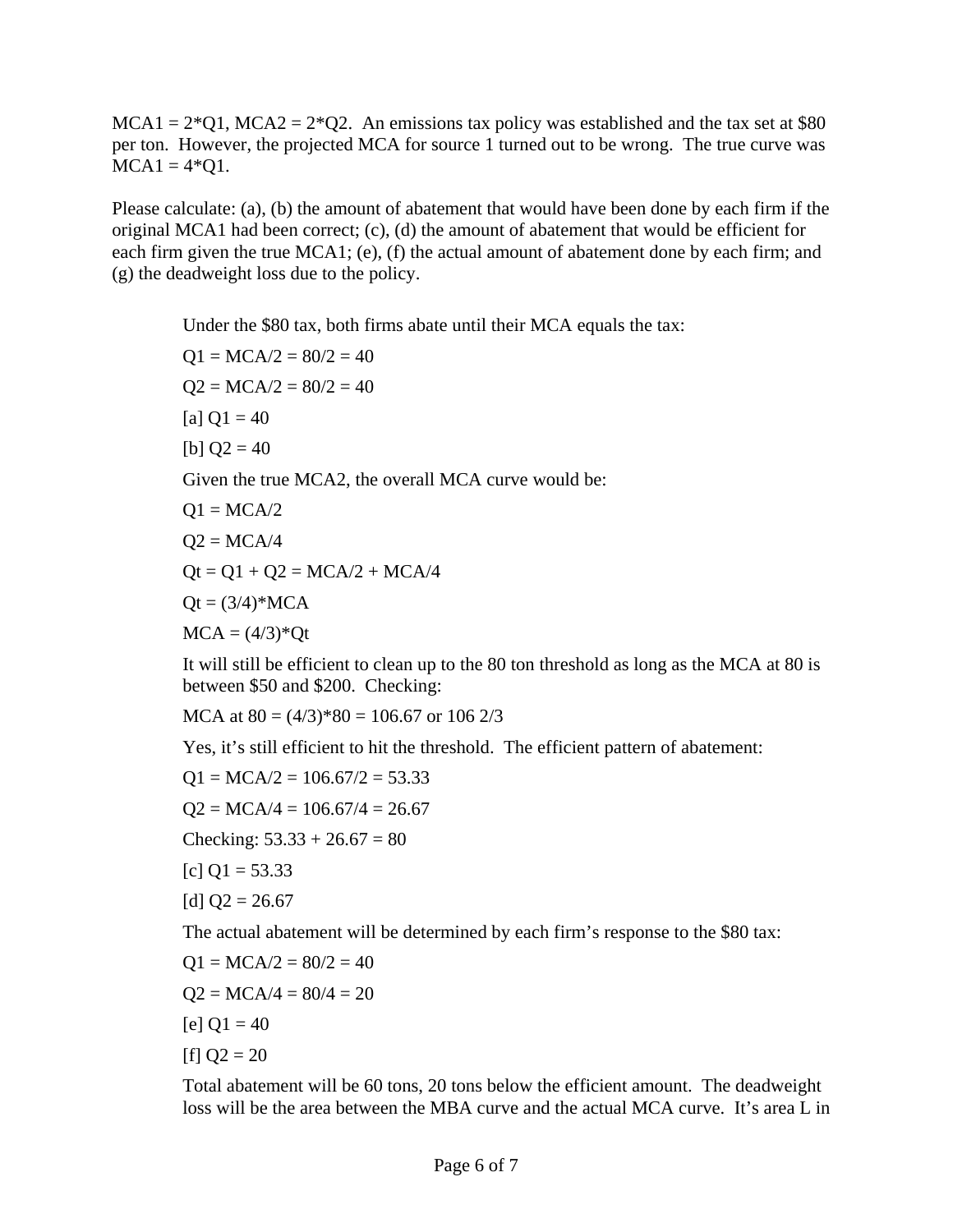$MCA1 = 2*Q1$, $MCA2 = 2*Q2$. An emissions tax policy was established and the tax set at $80 per ton. However, the projected MCA for source 1 turned out to be wrong. The true curve was $MCA1 = 4*Q1$.

Please calculate: (a), (b) the amount of abatement that would have been done by each firm if the original MCA1 had been correct; (c), (d) the amount of abatement that would be efficient for each firm given the true MCA1; (e), (f) the actual amount of abatement done by each firm; and (g) the deadweight loss due to the policy.

Under the $80 tax, both firms abate until their MCA equals the tax:

$Q1 = MCA/2 = 80/2 = 40$

$Q2 = MCA/2 = 80/2 = 40$

[a] $Q1 = 40$

[b] $Q2 = 40$

Given the true MCA2, the overall MCA curve would be:

$Q1 = MCA/2$

$Q2 = MCA/4$

$Qt = Q1 + Q2 = MCA/2 + MCA/4$

$Qt = (3/4)*MCA$

$MCA = (4/3)*Qt$

It will still be efficient to clean up to the 80 ton threshold as long as the MCA at 80 is between $50 and $200. Checking:

MCA at 80 = $(4/3)*80 = 106.67$ or 106 2/3

Yes, it's still efficient to hit the threshold. The efficient pattern of abatement:

$Q1 = MCA/2 = 106.67/2 = 53.33$

$Q2 = MCA/4 = 106.67/4 = 26.67$

Checking: $53.33 + 26.67 = 80$

[c] $Q1 = 53.33$

[d] $Q2 = 26.67$

The actual abatement will be determined by each firm's response to the $80 tax:

$Q1 = MCA/2 = 80/2 = 40$

$Q2 = MCA/4 = 80/4 = 20$

[e] $Q1 = 40$

[f] $Q2 = 20$

Total abatement will be 60 tons, 20 tons below the efficient amount. The deadweight loss will be the area between the MBA curve and the actual MCA curve. It's area L in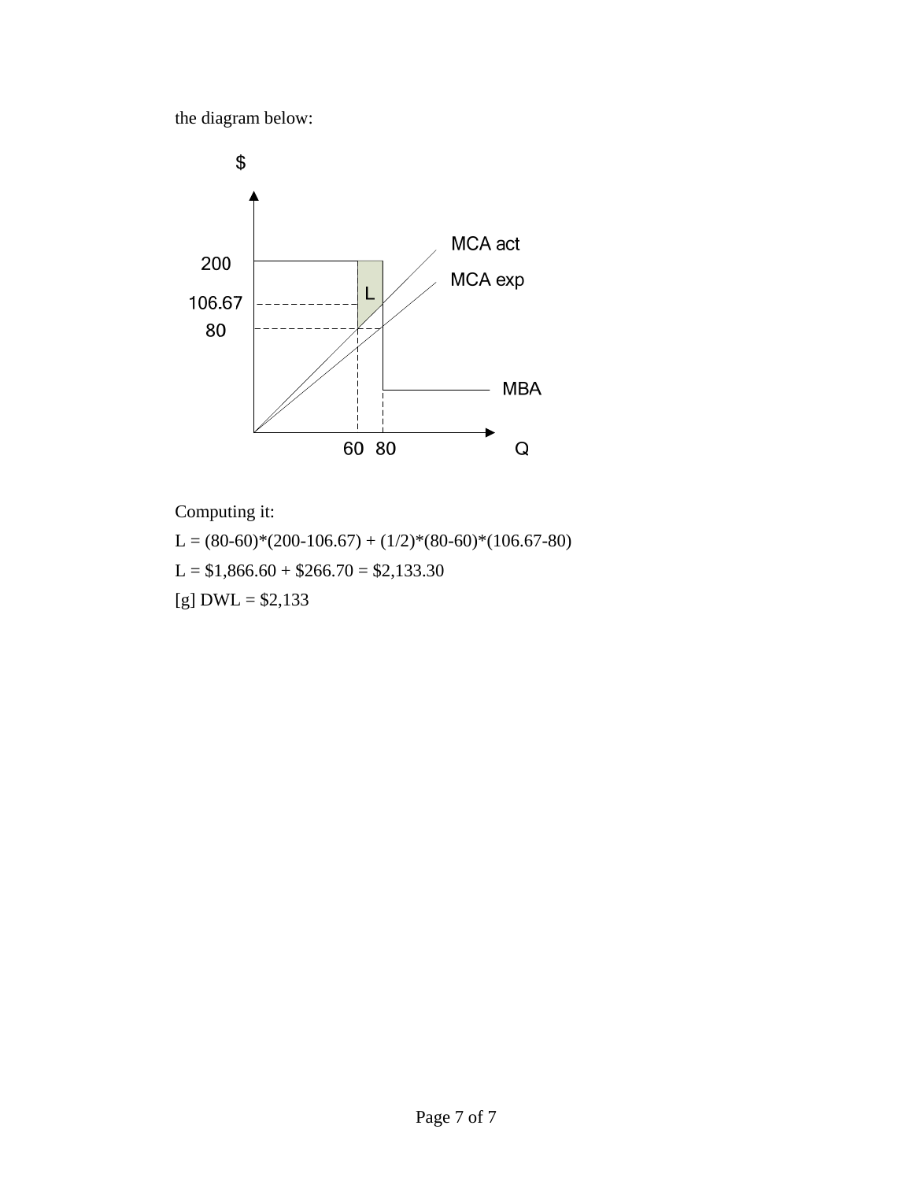the diagram below:

$

MCA act

200

MCA exp

L

106.67

80

MBA

60 80

Q

Computing it:

L = (80-60)*(200-106.67) + (1/2)*(80-60)*(106.67-80)

L = $1,866.60 + $266.70 = $2,133.30

[g] DWL = $2,133